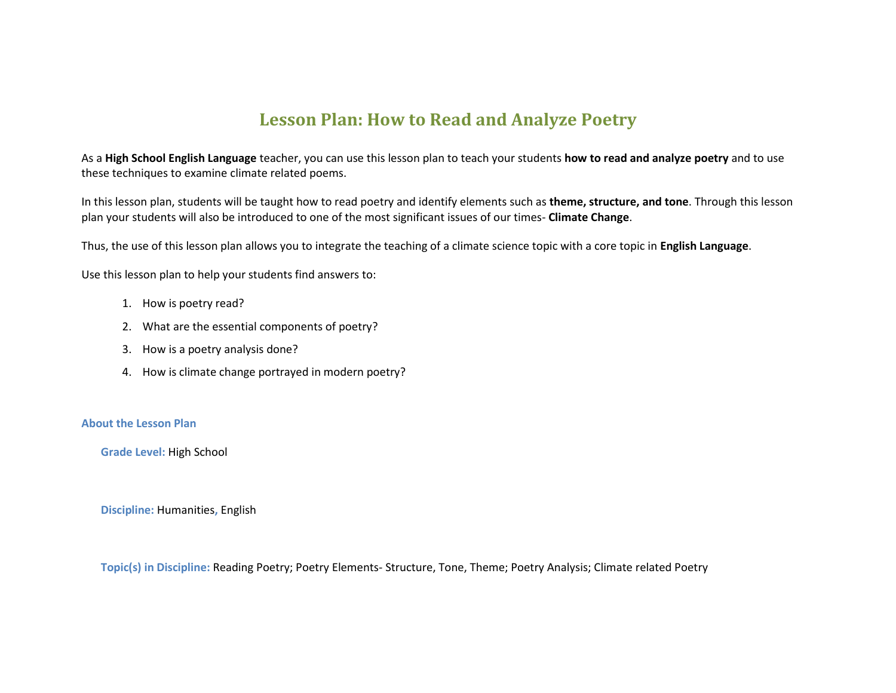# Lesson Plan: How to Read and Analyze Poetry

As a **High School English Language** teacher, you can use this lesson plan to teach your students **how to read and analyze poetry** and to use these techniques to examine climate related poems.

In this lesson plan, students will be taught how to read poetry and identify elements such as **theme, structure, and tone**. Through this lesson plan your students will also be introduced to one of the most significant issues of our times- **Climate Change**.

Thus, the use of this lesson plan allows you to integrate the teaching of a climate science topic with a core topic in **English Language**.

Use this lesson plan to help your students find answers to:

1. How is poetry read?
2. What are the essential components of poetry?
3. How is a poetry analysis done?
4. How is climate change portrayed in modern poetry?

## About the Lesson Plan

**Grade Level:** High School

**Discipline:** Humanities, English

**Topic(s) in Discipline:** Reading Poetry; Poetry Elements- Structure, Tone, Theme; Poetry Analysis; Climate related Poetry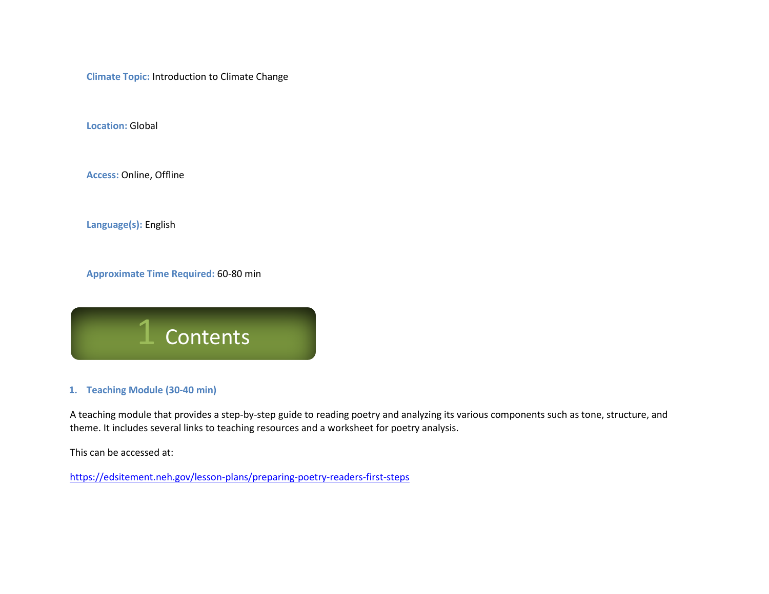**Climate Topic:** Introduction to Climate Change

**Location:** Global

**Access:** Online, Offline

**Language(s):** English

**Approximate Time Required:** 60-80 min

# 1 Contents

### 1. Teaching Module (30-40 min)

A teaching module that provides a step-by-step guide to reading poetry and analyzing its various components such as tone, structure, and theme. It includes several links to teaching resources and a worksheet for poetry analysis.

This can be accessed at:

https://edsitement.neh.gov/lesson-plans/preparing-poetry-readers-first-steps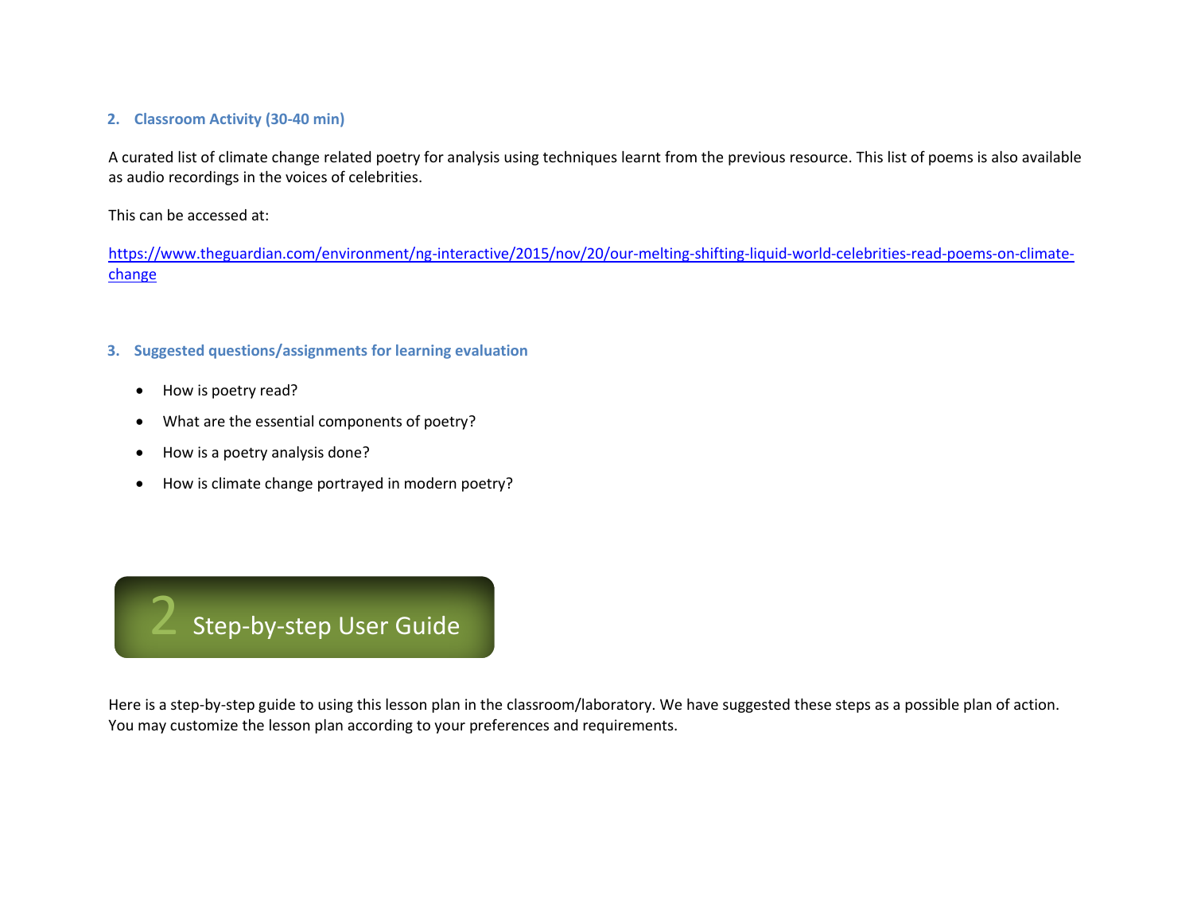### 2. Classroom Activity (30-40 min)

A curated list of climate change related poetry for analysis using techniques learnt from the previous resource. This list of poems is also available as audio recordings in the voices of celebrities.

This can be accessed at:

https://www.theguardian.com/environment/ng-interactive/2015/nov/20/our-melting-shifting-liquid-world-celebrities-read-poems-on-climate-change

### 3. Suggested questions/assignments for learning evaluation

- How is poetry read?
- What are the essential components of poetry?
- How is a poetry analysis done?
- How is climate change portrayed in modern poetry?

## 2 Step-by-step User Guide

Here is a step-by-step guide to using this lesson plan in the classroom/laboratory. We have suggested these steps as a possible plan of action. You may customize the lesson plan according to your preferences and requirements.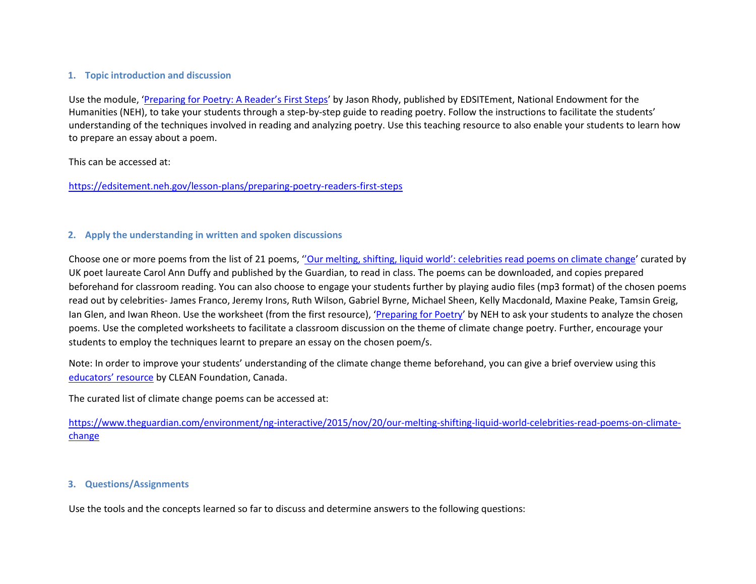### 1. Topic introduction and discussion

Use the module, '[Preparing for Poetry: A Reader's First Steps](https://edsitement.neh.gov/lesson-plans/preparing-poetry-readers-first-steps)' by Jason Rhody, published by EDSITEment, National Endowment for the Humanities (NEH), to take your students through a step-by-step guide to reading poetry. Follow the instructions to facilitate the students' understanding of the techniques involved in reading and analyzing poetry. Use this teaching resource to also enable your students to learn how to prepare an essay about a poem.

This can be accessed at:

https://edsitement.neh.gov/lesson-plans/preparing-poetry-readers-first-steps

### 2. Apply the understanding in written and spoken discussions

Choose one or more poems from the list of 21 poems, ''[Our melting, shifting, liquid world': celebrities read poems on climate change](https://www.theguardian.com/environment/ng-interactive/2015/nov/20/our-melting-shifting-liquid-world-celebrities-read-poems-on-climate-change)' curated by UK poet laureate Carol Ann Duffy and published by the Guardian, to read in class. The poems can be downloaded, and copies prepared beforehand for classroom reading. You can also choose to engage your students further by playing audio files (mp3 format) of the chosen poems read out by celebrities- James Franco, Jeremy Irons, Ruth Wilson, Gabriel Byrne, Michael Sheen, Kelly Macdonald, Maxine Peake, Tamsin Greig, Ian Glen, and Iwan Rheon. Use the worksheet (from the first resource), 'Preparing for Poetry' by NEH to ask your students to analyze the chosen poems. Use the completed worksheets to facilitate a classroom discussion on the theme of climate change poetry. Further, encourage your students to employ the techniques learnt to prepare an essay on the chosen poem/s.

Note: In order to improve your students' understanding of the climate change theme beforehand, you can give a brief overview using this educators' resource by CLEAN Foundation, Canada.

The curated list of climate change poems can be accessed at:

https://www.theguardian.com/environment/ng-interactive/2015/nov/20/our-melting-shifting-liquid-world-celebrities-read-poems-on-climate-change

### 3. Questions/Assignments

Use the tools and the concepts learned so far to discuss and determine answers to the following questions: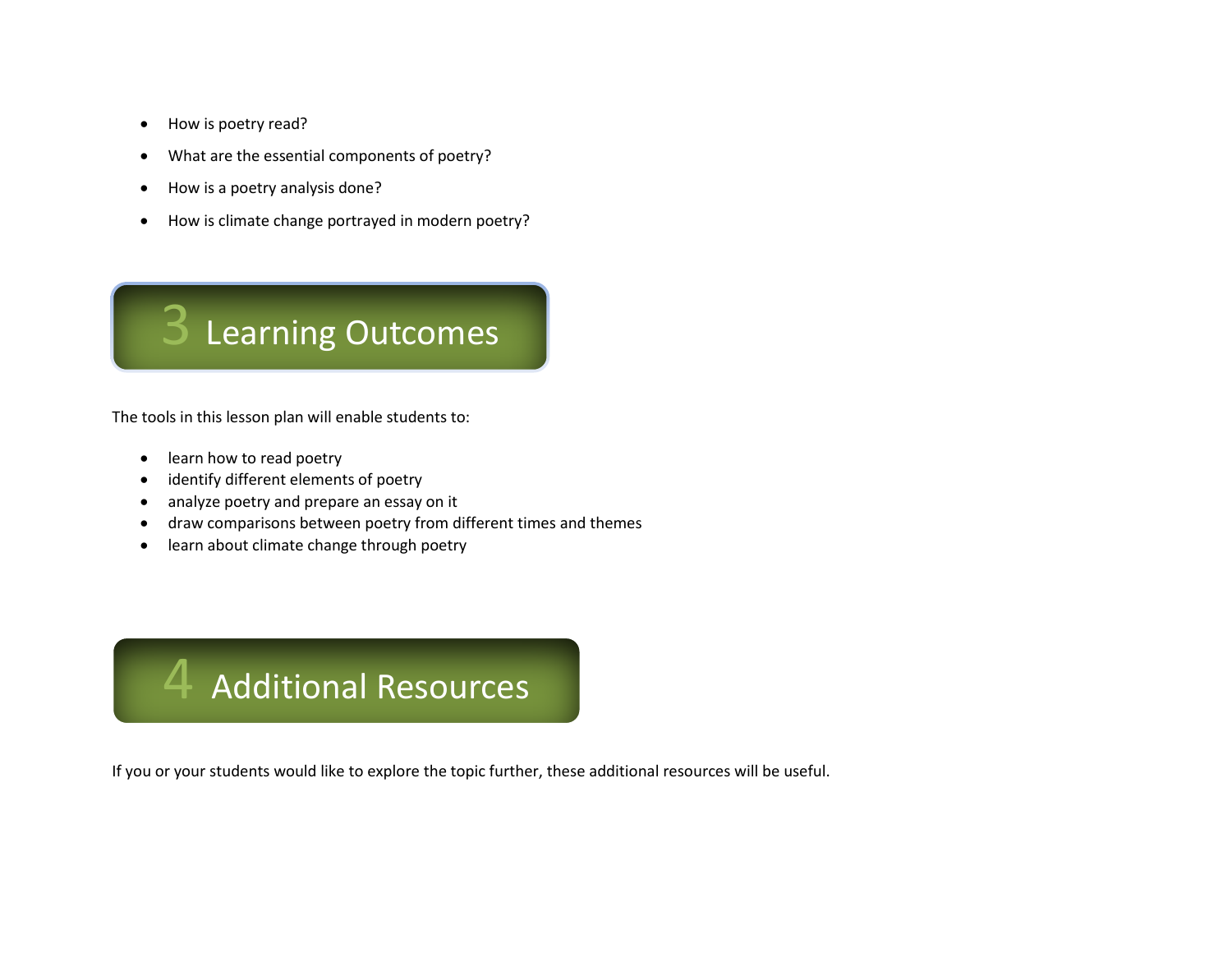- How is poetry read?
- What are the essential components of poetry?
- How is a poetry analysis done?
- How is climate change portrayed in modern poetry?

# 3 Learning Outcomes

The tools in this lesson plan will enable students to:

- learn how to read poetry
- identify different elements of poetry
- analyze poetry and prepare an essay on it
- draw comparisons between poetry from different times and themes
- learn about climate change through poetry

# 4 Additional Resources

If you or your students would like to explore the topic further, these additional resources will be useful.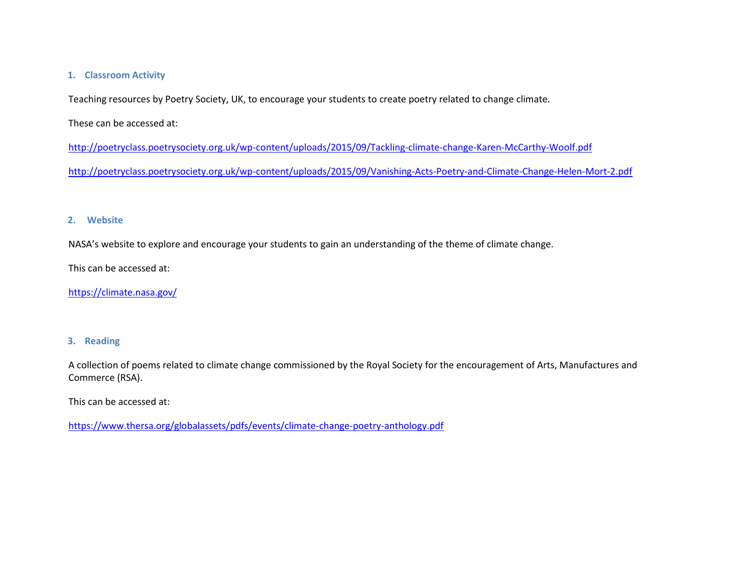## 1. Classroom Activity

Teaching resources by Poetry Society, UK, to encourage your students to create poetry related to change climate.

These can be accessed at:

http://poetryclass.poetrysociety.org.uk/wp-content/uploads/2015/09/Tackling-climate-change-Karen-McCarthy-Woolf.pdf

http://poetryclass.poetrysociety.org.uk/wp-content/uploads/2015/09/Vanishing-Acts-Poetry-and-Climate-Change-Helen-Mort-2.pdf

## 2. Website

NASA's website to explore and encourage your students to gain an understanding of the theme of climate change.

This can be accessed at:

https://climate.nasa.gov/

## 3. Reading

A collection of poems related to climate change commissioned by the Royal Society for the encouragement of Arts, Manufactures and Commerce (RSA).

This can be accessed at:

https://www.thersa.org/globalassets/pdfs/events/climate-change-poetry-anthology.pdf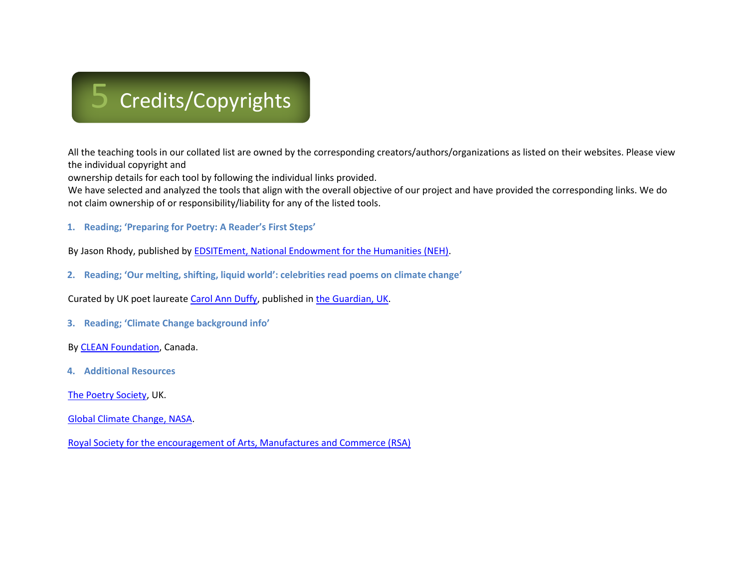# 5 Credits/Copyrights

All the teaching tools in our collated list are owned by the corresponding creators/authors/organizations as listed on their websites. Please view the individual copyright and
ownership details for each tool by following the individual links provided.
We have selected and analyzed the tools that align with the overall objective of our project and have provided the corresponding links. We do not claim ownership of or responsibility/liability for any of the listed tools.

### 1. Reading; 'Preparing for Poetry: A Reader's First Steps'

By Jason Rhody, published by EDSITEment, National Endowment for the Humanities (NEH).

### 2. Reading; 'Our melting, shifting, liquid world': celebrities read poems on climate change'

Curated by UK poet laureate Carol Ann Duffy, published in the Guardian, UK.

### 3. Reading; 'Climate Change background info'

By CLEAN Foundation, Canada.

### 4. Additional Resources

The Poetry Society, UK.

Global Climate Change, NASA.

Royal Society for the encouragement of Arts, Manufactures and Commerce (RSA)